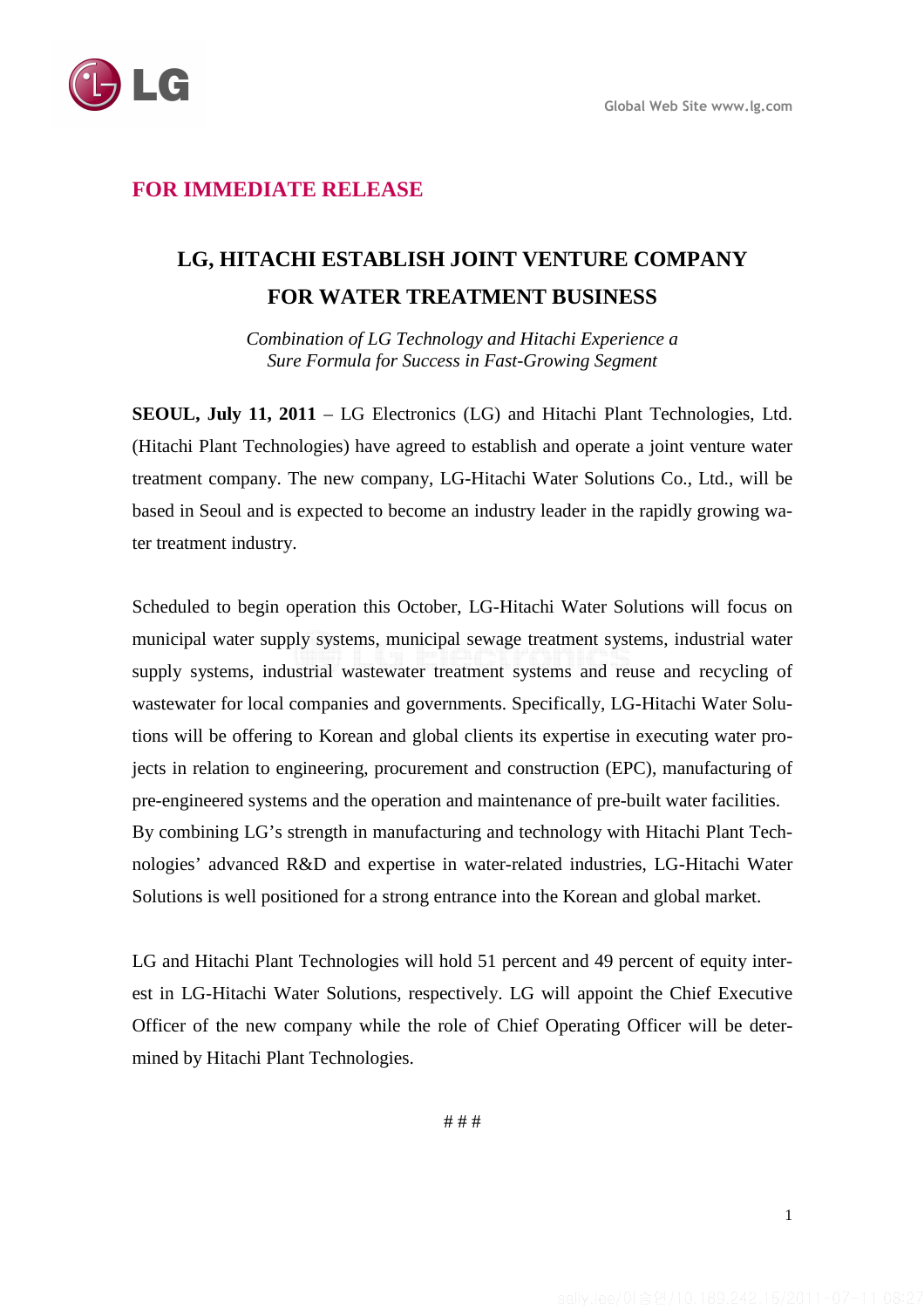**FOR IMMEDIATE RELEASE**

# LG, HITACHI ESTABLISH JOINT VENTURE COMPANY FOR WATER TREATMENT BUSINESS

*Combination of LG Technology and Hitachi Experience a Sure Formula for Success in Fast-Growing Segment*

**SEOUL, July 11, 2011** – LG Electronics (LG) and Hitachi Plant Technologies, Ltd. (Hitachi Plant Technologies) have agreed to establish and operate a joint venture water treatment company. The new company, LG-Hitachi Water Solutions Co., Ltd., will be based in Seoul and is expected to become an industry leader in the rapidly growing water treatment industry.

Scheduled to begin operation this October, LG-Hitachi Water Solutions will focus on municipal water supply systems, municipal sewage treatment systems, industrial water supply systems, industrial wastewater treatment systems and reuse and recycling of wastewater for local companies and governments. Specifically, LG-Hitachi Water Solutions will be offering to Korean and global clients its expertise in executing water projects in relation to engineering, procurement and construction (EPC), manufacturing of pre-engineered systems and the operation and maintenance of pre-built water facilities. By combining LG's strength in manufacturing and technology with Hitachi Plant Technologies' advanced R&D and expertise in water-related industries, LG-Hitachi Water Solutions is well positioned for a strong entrance into the Korean and global market.

LG and Hitachi Plant Technologies will hold 51 percent and 49 percent of equity interest in LG-Hitachi Water Solutions, respectively. LG will appoint the Chief Executive Officer of the new company while the role of Chief Operating Officer will be determined by Hitachi Plant Technologies.

# # #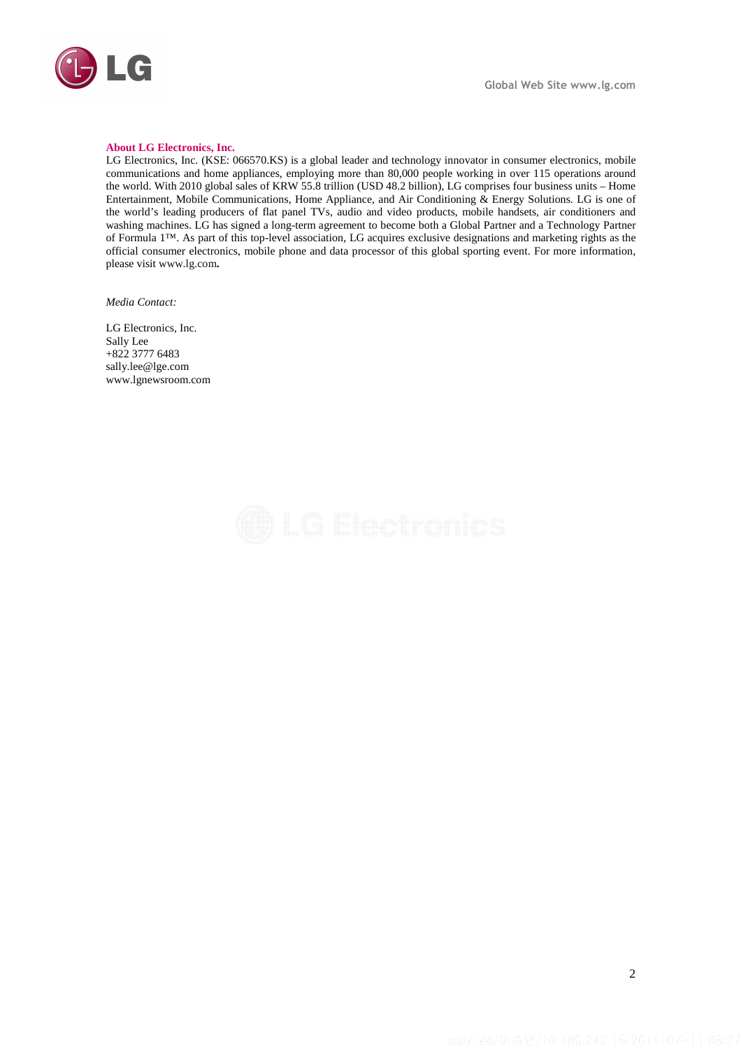**About LG Electronics, Inc.**

LG Electronics, Inc. (KSE: 066570.KS) is a global leader and technology innovator in consumer electronics, mobile communications and home appliances, employing more than 80,000 people working in over 115 operations around the world. With 2010 global sales of KRW 55.8 trillion (USD 48.2 billion), LG comprises four business units – Home Entertainment, Mobile Communications, Home Appliance, and Air Conditioning & Energy Solutions. LG is one of the world's leading producers of flat panel TVs, audio and video products, mobile handsets, air conditioners and washing machines. LG has signed a long-term agreement to become both a Global Partner and a Technology Partner of Formula 1™. As part of this top-level association, LG acquires exclusive designations and marketing rights as the official consumer electronics, mobile phone and data processor of this global sporting event. For more information, please visit www.lg.com.

*Media Contact:*

LG Electronics, Inc.
Sally Lee
+822 3777 6483
sally.lee@lge.com
www.lgnewsroom.com